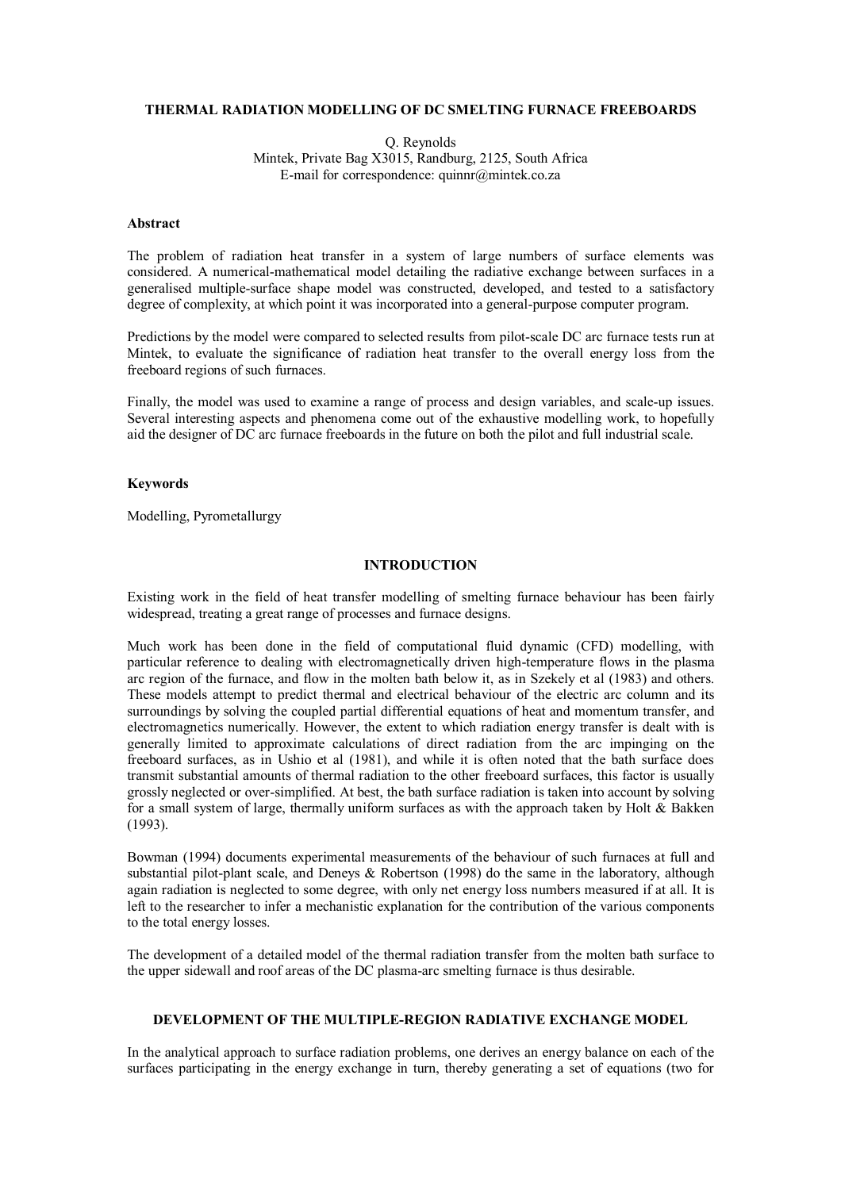# THERMAL RADIATION MODELLING OF DC SMELTING FURNACE FREEBOARDS

Q. Reynolds
Mintek, Private Bag X3015, Randburg, 2125, South Africa
E-mail for correspondence: quinnr@mintek.co.za

## Abstract

The problem of radiation heat transfer in a system of large numbers of surface elements was considered. A numerical-mathematical model detailing the radiative exchange between surfaces in a generalised multiple-surface shape model was constructed, developed, and tested to a satisfactory degree of complexity, at which point it was incorporated into a general-purpose computer program.

Predictions by the model were compared to selected results from pilot-scale DC arc furnace tests run at Mintek, to evaluate the significance of radiation heat transfer to the overall energy loss from the freeboard regions of such furnaces.

Finally, the model was used to examine a range of process and design variables, and scale-up issues. Several interesting aspects and phenomena come out of the exhaustive modelling work, to hopefully aid the designer of DC arc furnace freeboards in the future on both the pilot and full industrial scale.

## Keywords

Modelling, Pyrometallurgy

## INTRODUCTION

Existing work in the field of heat transfer modelling of smelting furnace behaviour has been fairly widespread, treating a great range of processes and furnace designs.

Much work has been done in the field of computational fluid dynamic (CFD) modelling, with particular reference to dealing with electromagnetically driven high-temperature flows in the plasma arc region of the furnace, and flow in the molten bath below it, as in Szekely et al (1983) and others. These models attempt to predict thermal and electrical behaviour of the electric arc column and its surroundings by solving the coupled partial differential equations of heat and momentum transfer, and electromagnetics numerically. However, the extent to which radiation energy transfer is dealt with is generally limited to approximate calculations of direct radiation from the arc impinging on the freeboard surfaces, as in Ushio et al (1981), and while it is often noted that the bath surface does transmit substantial amounts of thermal radiation to the other freeboard surfaces, this factor is usually grossly neglected or over-simplified. At best, the bath surface radiation is taken into account by solving for a small system of large, thermally uniform surfaces as with the approach taken by Holt & Bakken (1993).

Bowman (1994) documents experimental measurements of the behaviour of such furnaces at full and substantial pilot-plant scale, and Deneys & Robertson (1998) do the same in the laboratory, although again radiation is neglected to some degree, with only net energy loss numbers measured if at all. It is left to the researcher to infer a mechanistic explanation for the contribution of the various components to the total energy losses.

The development of a detailed model of the thermal radiation transfer from the molten bath surface to the upper sidewall and roof areas of the DC plasma-arc smelting furnace is thus desirable.

## DEVELOPMENT OF THE MULTIPLE-REGION RADIATIVE EXCHANGE MODEL

In the analytical approach to surface radiation problems, one derives an energy balance on each of the surfaces participating in the energy exchange in turn, thereby generating a set of equations (two for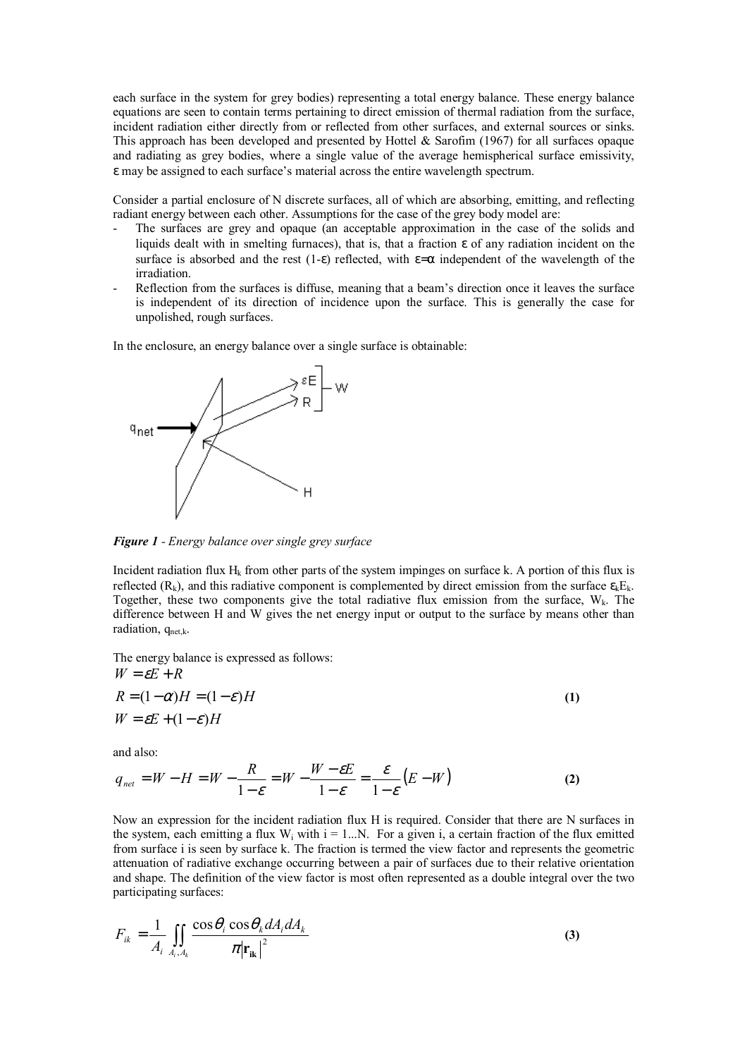each surface in the system for grey bodies) representing a total energy balance. These energy balance equations are seen to contain terms pertaining to direct emission of thermal radiation from the surface, incident radiation either directly from or reflected from other surfaces, and external sources or sinks. This approach has been developed and presented by Hottel & Sarofim (1967) for all surfaces opaque and radiating as grey bodies, where a single value of the average hemispherical surface emissivity, $\varepsilon$ may be assigned to each surface's material across the entire wavelength spectrum.

Consider a partial enclosure of N discrete surfaces, all of which are absorbing, emitting, and reflecting radiant energy between each other. Assumptions for the case of the grey body model are:

- The surfaces are grey and opaque (an acceptable approximation in the case of the solids and liquids dealt with in smelting furnaces), that is, that a fraction $\varepsilon$ of any radiation incident on the surface is absorbed and the rest $(1-\varepsilon)$ reflected, with $\varepsilon=\alpha$ independent of the wavelength of the irradiation.
- Reflection from the surfaces is diffuse, meaning that a beam's direction once it leaves the surface is independent of its direction of incidence upon the surface. This is generally the case for unpolished, rough surfaces.

In the enclosure, an energy balance over a single surface is obtainable:

***Figure 1*** *- Energy balance over single grey surface*

Incident radiation flux $H_k$ from other parts of the system impinges on surface k. A portion of this flux is reflected ($R_k$), and this radiative component is complemented by direct emission from the surface $\varepsilon_k E_k$. Together, these two components give the total radiative flux emission from the surface, $W_k$. The difference between H and W gives the net energy input or output to the surface by means other than radiation, $q_{net,k}$.

The energy balance is expressed as follows:

$$W = \varepsilon E + R$$
$$R = (1-\alpha)H = (1-\varepsilon)H \tag{1}$$
$$W = \varepsilon E + (1-\varepsilon)H$$

and also:

$$q_{net} = W - H = W - \frac{R}{1-\varepsilon} = W - \frac{W-\varepsilon E}{1-\varepsilon} = \frac{\varepsilon}{1-\varepsilon}(E - W) \tag{2}$$

Now an expression for the incident radiation flux H is required. Consider that there are N surfaces in the system, each emitting a flux $W_i$ with i = 1...N. For a given i, a certain fraction of the flux emitted from surface i is seen by surface k. The fraction is termed the view factor and represents the geometric attenuation of radiative exchange occurring between a pair of surfaces due to their relative orientation and shape. The definition of the view factor is most often represented as a double integral over the two participating surfaces:

$$F_{ik} = \frac{1}{A_i} \iint_{A_i, A_k} \frac{\cos\theta_i \cos\theta_k \, dA_i \, dA_k}{\pi |\mathbf{r_{ik}}|^2} \tag{3}$$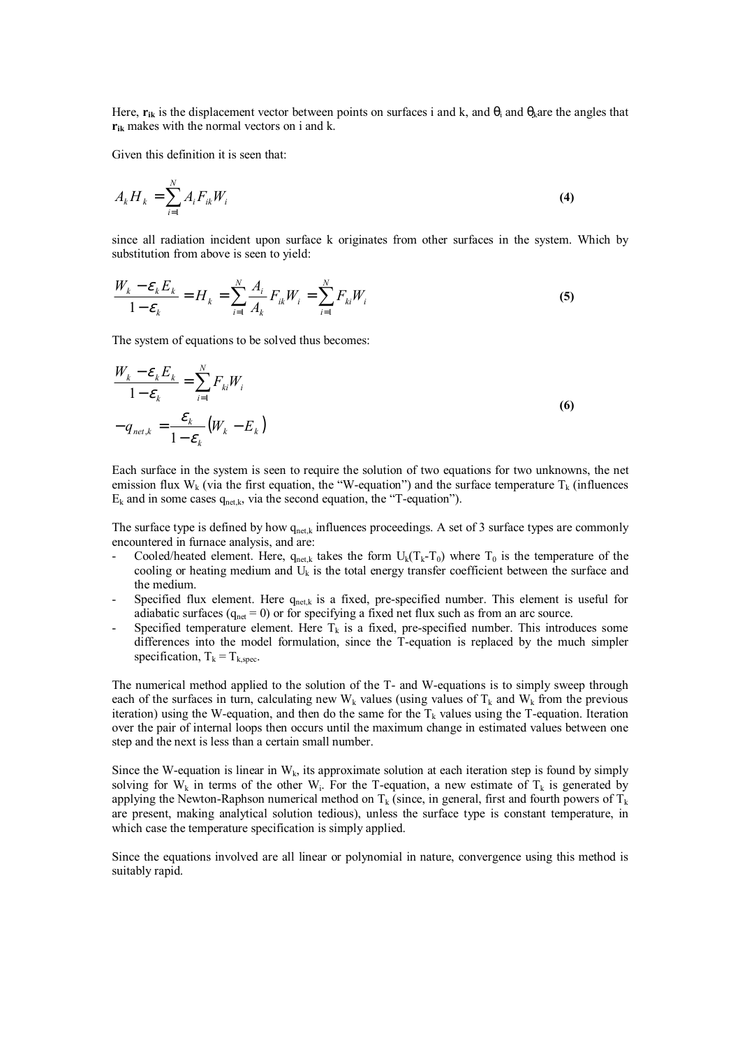Here, $\mathbf{r}_{ik}$ is the displacement vector between points on surfaces i and k, and $\theta_i$ and $\theta_k$ are the angles that $\mathbf{r}_{ik}$ makes with the normal vectors on i and k.

Given this definition it is seen that:

$$A_k H_k = \sum_{i=1}^{N} A_i F_{ik} W_i \tag{4}$$

since all radiation incident upon surface k originates from other surfaces in the system. Which by substitution from above is seen to yield:

$$\frac{W_k - \varepsilon_k E_k}{1-\varepsilon_k} = H_k = \sum_{i=1}^{N} \frac{A_i}{A_k} F_{ik} W_i = \sum_{i=1}^{N} F_{ki} W_i \tag{5}$$

The system of equations to be solved thus becomes:

$$\begin{aligned} \frac{W_k - \varepsilon_k E_k}{1-\varepsilon_k} &= \sum_{i=1}^{N} F_{ki} W_i \\ -q_{net,k} &= \frac{\varepsilon_k}{1-\varepsilon_k}\left(W_k - E_k\right) \end{aligned} \tag{6}$$

Each surface in the system is seen to require the solution of two equations for two unknowns, the net emission flux $W_k$ (via the first equation, the "W-equation") and the surface temperature $T_k$ (influences $E_k$ and in some cases $q_{net,k}$, via the second equation, the "T-equation").

The surface type is defined by how $q_{net,k}$ influences proceedings. A set of 3 surface types are commonly encountered in furnace analysis, and are:

- Cooled/heated element. Here, $q_{net,k}$ takes the form $U_k(T_k-T_0)$ where $T_0$ is the temperature of the cooling or heating medium and $U_k$ is the total energy transfer coefficient between the surface and the medium.
- Specified flux element. Here $q_{net,k}$ is a fixed, pre-specified number. This element is useful for adiabatic surfaces ($q_{net} = 0$) or for specifying a fixed net flux such as from an arc source.
- Specified temperature element. Here $T_k$ is a fixed, pre-specified number. This introduces some differences into the model formulation, since the T-equation is replaced by the much simpler specification, $T_k = T_{k,spec}$.

The numerical method applied to the solution of the T- and W-equations is to simply sweep through each of the surfaces in turn, calculating new $W_k$ values (using values of $T_k$ and $W_k$ from the previous iteration) using the W-equation, and then do the same for the $T_k$ values using the T-equation. Iteration over the pair of internal loops then occurs until the maximum change in estimated values between one step and the next is less than a certain small number.

Since the W-equation is linear in $W_k$, its approximate solution at each iteration step is found by simply solving for $W_k$ in terms of the other $W_i$. For the T-equation, a new estimate of $T_k$ is generated by applying the Newton-Raphson numerical method on $T_k$ (since, in general, first and fourth powers of $T_k$ are present, making analytical solution tedious), unless the surface type is constant temperature, in which case the temperature specification is simply applied.

Since the equations involved are all linear or polynomial in nature, convergence using this method is suitably rapid.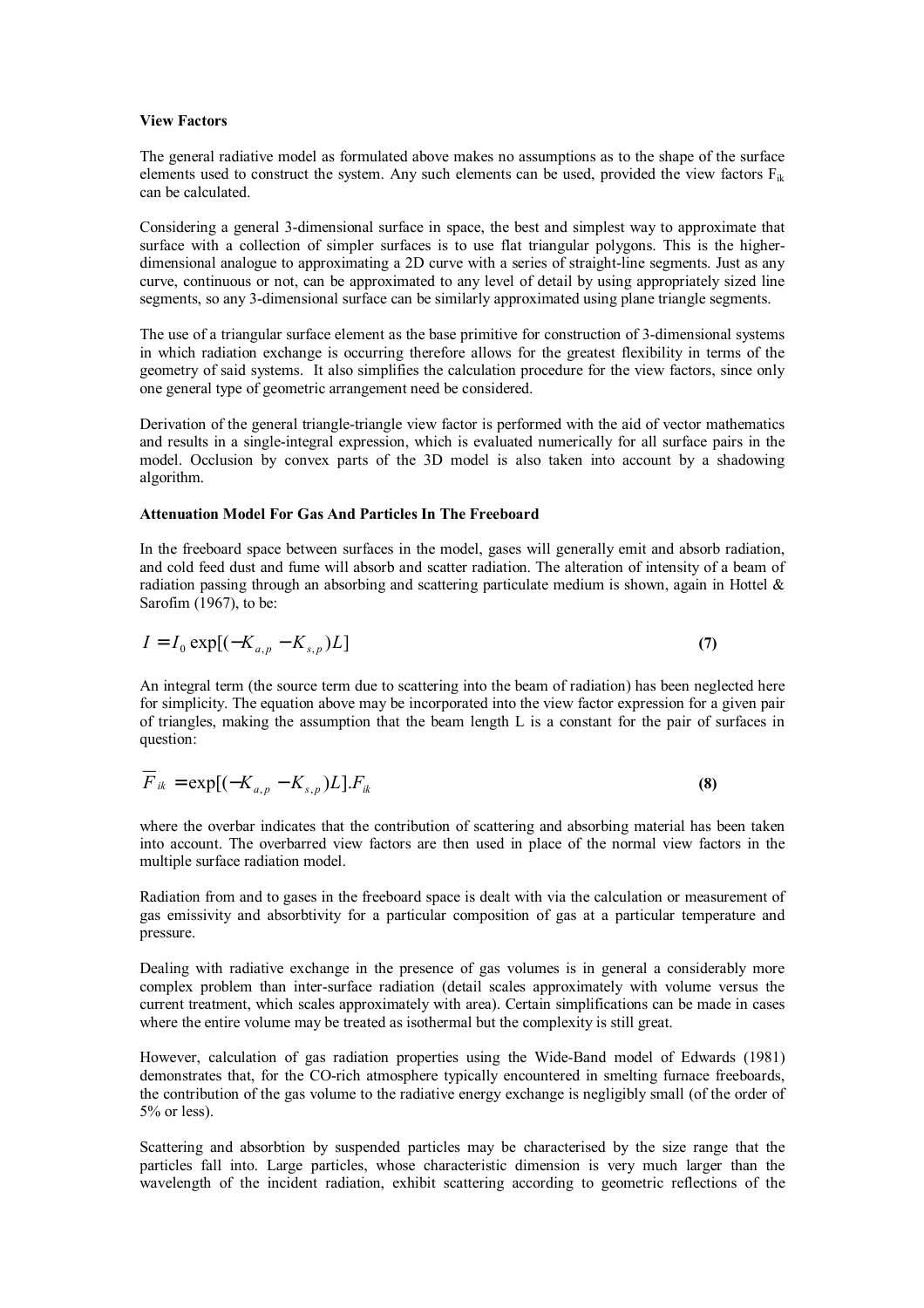**View Factors**

The general radiative model as formulated above makes no assumptions as to the shape of the surface elements used to construct the system. Any such elements can be used, provided the view factors $F_{ik}$ can be calculated.

Considering a general 3-dimensional surface in space, the best and simplest way to approximate that surface with a collection of simpler surfaces is to use flat triangular polygons. This is the higher-dimensional analogue to approximating a 2D curve with a series of straight-line segments. Just as any curve, continuous or not, can be approximated to any level of detail by using appropriately sized line segments, so any 3-dimensional surface can be similarly approximated using plane triangle segments.

The use of a triangular surface element as the base primitive for construction of 3-dimensional systems in which radiation exchange is occurring therefore allows for the greatest flexibility in terms of the geometry of said systems. It also simplifies the calculation procedure for the view factors, since only one general type of geometric arrangement need be considered.

Derivation of the general triangle-triangle view factor is performed with the aid of vector mathematics and results in a single-integral expression, which is evaluated numerically for all surface pairs in the model. Occlusion by convex parts of the 3D model is also taken into account by a shadowing algorithm.

**Attenuation Model For Gas And Particles In The Freeboard**

In the freeboard space between surfaces in the model, gases will generally emit and absorb radiation, and cold feed dust and fume will absorb and scatter radiation. The alteration of intensity of a beam of radiation passing through an absorbing and scattering particulate medium is shown, again in Hottel & Sarofim (1967), to be:

$$I = I_0 \exp[(-K_{a,p} - K_{s,p})L] \tag{7}$$

An integral term (the source term due to scattering into the beam of radiation) has been neglected here for simplicity. The equation above may be incorporated into the view factor expression for a given pair of triangles, making the assumption that the beam length L is a constant for the pair of surfaces in question:

$$\overline{F}_{ik} = \exp[(-K_{a,p} - K_{s,p})L].F_{ik} \tag{8}$$

where the overbar indicates that the contribution of scattering and absorbing material has been taken into account. The overbarred view factors are then used in place of the normal view factors in the multiple surface radiation model.

Radiation from and to gases in the freeboard space is dealt with via the calculation or measurement of gas emissivity and absorbtivity for a particular composition of gas at a particular temperature and pressure.

Dealing with radiative exchange in the presence of gas volumes is in general a considerably more complex problem than inter-surface radiation (detail scales approximately with volume versus the current treatment, which scales approximately with area). Certain simplifications can be made in cases where the entire volume may be treated as isothermal but the complexity is still great.

However, calculation of gas radiation properties using the Wide-Band model of Edwards (1981) demonstrates that, for the CO-rich atmosphere typically encountered in smelting furnace freeboards, the contribution of the gas volume to the radiative energy exchange is negligibly small (of the order of 5% or less).

Scattering and absorbtion by suspended particles may be characterised by the size range that the particles fall into. Large particles, whose characteristic dimension is very much larger than the wavelength of the incident radiation, exhibit scattering according to geometric reflections of the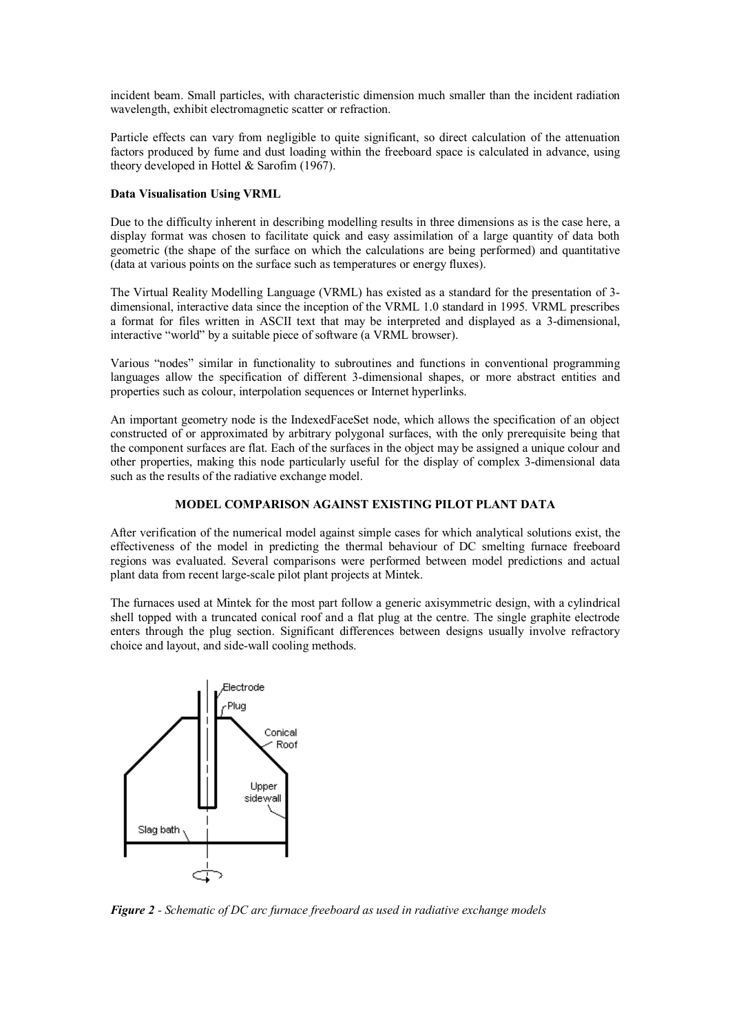incident beam. Small particles, with characteristic dimension much smaller than the incident radiation wavelength, exhibit electromagnetic scatter or refraction.

Particle effects can vary from negligible to quite significant, so direct calculation of the attenuation factors produced by fume and dust loading within the freeboard space is calculated in advance, using theory developed in Hottel & Sarofim (1967).

**Data Visualisation Using VRML**

Due to the difficulty inherent in describing modelling results in three dimensions as is the case here, a display format was chosen to facilitate quick and easy assimilation of a large quantity of data both geometric (the shape of the surface on which the calculations are being performed) and quantitative (data at various points on the surface such as temperatures or energy fluxes).

The Virtual Reality Modelling Language (VRML) has existed as a standard for the presentation of 3-dimensional, interactive data since the inception of the VRML 1.0 standard in 1995. VRML prescribes a format for files written in ASCII text that may be interpreted and displayed as a 3-dimensional, interactive "world" by a suitable piece of software (a VRML browser).

Various "nodes" similar in functionality to subroutines and functions in conventional programming languages allow the specification of different 3-dimensional shapes, or more abstract entities and properties such as colour, interpolation sequences or Internet hyperlinks.

An important geometry node is the IndexedFaceSet node, which allows the specification of an object constructed of or approximated by arbitrary polygonal surfaces, with the only prerequisite being that the component surfaces are flat. Each of the surfaces in the object may be assigned a unique colour and other properties, making this node particularly useful for the display of complex 3-dimensional data such as the results of the radiative exchange model.

## MODEL COMPARISON AGAINST EXISTING PILOT PLANT DATA

After verification of the numerical model against simple cases for which analytical solutions exist, the effectiveness of the model in predicting the thermal behaviour of DC smelting furnace freeboard regions was evaluated. Several comparisons were performed between model predictions and actual plant data from recent large-scale pilot plant projects at Mintek.

The furnaces used at Mintek for the most part follow a generic axisymmetric design, with a cylindrical shell topped with a truncated conical roof and a flat plug at the centre. The single graphite electrode enters through the plug section. Significant differences between designs usually involve refractory choice and layout, and side-wall cooling methods.

***Figure 2*** *- Schematic of DC arc furnace freeboard as used in radiative exchange models*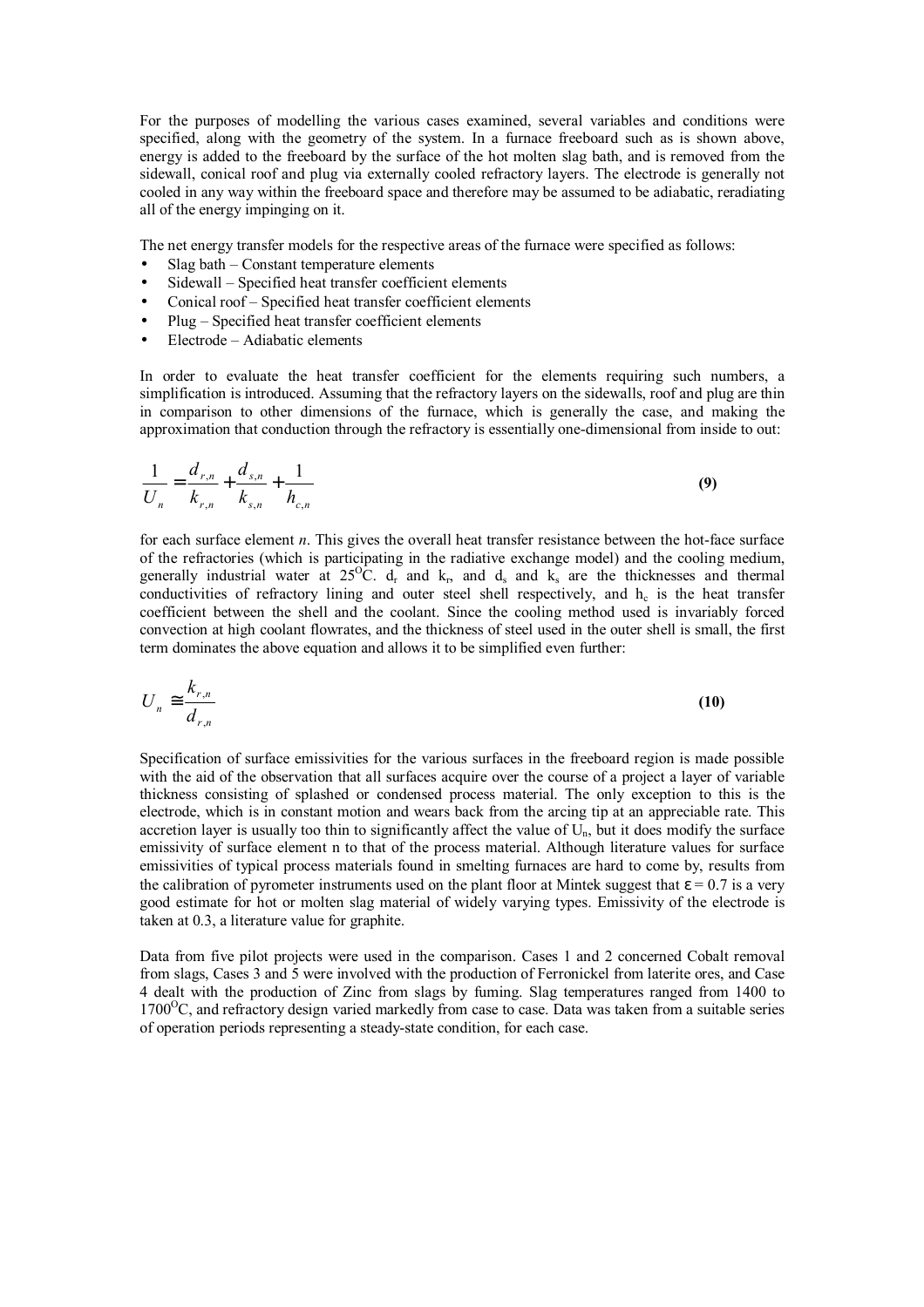For the purposes of modelling the various cases examined, several variables and conditions were specified, along with the geometry of the system. In a furnace freeboard such as is shown above, energy is added to the freeboard by the surface of the hot molten slag bath, and is removed from the sidewall, conical roof and plug via externally cooled refractory layers. The electrode is generally not cooled in any way within the freeboard space and therefore may be assumed to be adiabatic, reradiating all of the energy impinging on it.

The net energy transfer models for the respective areas of the furnace were specified as follows:

- Slag bath – Constant temperature elements
- Sidewall – Specified heat transfer coefficient elements
- Conical roof – Specified heat transfer coefficient elements
- Plug – Specified heat transfer coefficient elements
- Electrode – Adiabatic elements

In order to evaluate the heat transfer coefficient for the elements requiring such numbers, a simplification is introduced. Assuming that the refractory layers on the sidewalls, roof and plug are thin in comparison to other dimensions of the furnace, which is generally the case, and making the approximation that conduction through the refractory is essentially one-dimensional from inside to out:

$$\frac{1}{U_n} = \frac{d_{r,n}}{k_{r,n}} + \frac{d_{s,n}}{k_{s,n}} + \frac{1}{h_{c,n}} \tag{9}$$

for each surface element *n*. This gives the overall heat transfer resistance between the hot-face surface of the refractories (which is participating in the radiative exchange model) and the cooling medium, generally industrial water at 25°C. $d_r$ and $k_r$, and $d_s$ and $k_s$ are the thicknesses and thermal conductivities of refractory lining and outer steel shell respectively, and $h_c$ is the heat transfer coefficient between the shell and the coolant. Since the cooling method used is invariably forced convection at high coolant flowrates, and the thickness of steel used in the outer shell is small, the first term dominates the above equation and allows it to be simplified even further:

$$U_n \cong \frac{k_{r,n}}{d_{r,n}} \tag{10}$$

Specification of surface emissivities for the various surfaces in the freeboard region is made possible with the aid of the observation that all surfaces acquire over the course of a project a layer of variable thickness consisting of splashed or condensed process material. The only exception to this is the electrode, which is in constant motion and wears back from the arcing tip at an appreciable rate. This accretion layer is usually too thin to significantly affect the value of $U_n$, but it does modify the surface emissivity of surface element n to that of the process material. Although literature values for surface emissivities of typical process materials found in smelting furnaces are hard to come by, results from the calibration of pyrometer instruments used on the plant floor at Mintek suggest that $\varepsilon = 0.7$ is a very good estimate for hot or molten slag material of widely varying types. Emissivity of the electrode is taken at 0.3, a literature value for graphite.

Data from five pilot projects were used in the comparison. Cases 1 and 2 concerned Cobalt removal from slags, Cases 3 and 5 were involved with the production of Ferronickel from laterite ores, and Case 4 dealt with the production of Zinc from slags by fuming. Slag temperatures ranged from 1400 to 1700°C, and refractory design varied markedly from case to case. Data was taken from a suitable series of operation periods representing a steady-state condition, for each case.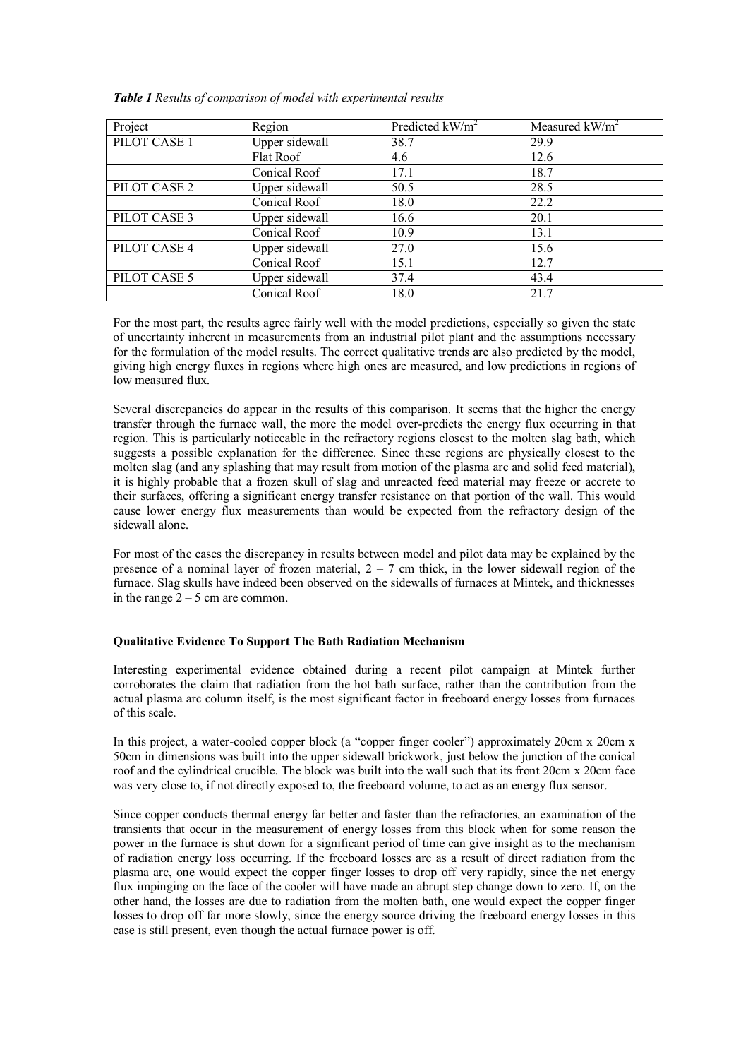*Table 1 Results of comparison of model with experimental results*

| Project | Region | Predicted kW/m$^2$ | Measured kW/m$^2$ |
|---|---|---|---|
| PILOT CASE 1 | Upper sidewall | 38.7 | 29.9 |
| | Flat Roof | 4.6 | 12.6 |
| | Conical Roof | 17.1 | 18.7 |
| PILOT CASE 2 | Upper sidewall | 50.5 | 28.5 |
| | Conical Roof | 18.0 | 22.2 |
| PILOT CASE 3 | Upper sidewall | 16.6 | 20.1 |
| | Conical Roof | 10.9 | 13.1 |
| PILOT CASE 4 | Upper sidewall | 27.0 | 15.6 |
| | Conical Roof | 15.1 | 12.7 |
| PILOT CASE 5 | Upper sidewall | 37.4 | 43.4 |
| | Conical Roof | 18.0 | 21.7 |

For the most part, the results agree fairly well with the model predictions, especially so given the state of uncertainty inherent in measurements from an industrial pilot plant and the assumptions necessary for the formulation of the model results. The correct qualitative trends are also predicted by the model, giving high energy fluxes in regions where high ones are measured, and low predictions in regions of low measured flux.

Several discrepancies do appear in the results of this comparison. It seems that the higher the energy transfer through the furnace wall, the more the model over-predicts the energy flux occurring in that region. This is particularly noticeable in the refractory regions closest to the molten slag bath, which suggests a possible explanation for the difference. Since these regions are physically closest to the molten slag (and any splashing that may result from motion of the plasma arc and solid feed material), it is highly probable that a frozen skull of slag and unreacted feed material may freeze or accrete to their surfaces, offering a significant energy transfer resistance on that portion of the wall. This would cause lower energy flux measurements than would be expected from the refractory design of the sidewall alone.

For most of the cases the discrepancy in results between model and pilot data may be explained by the presence of a nominal layer of frozen material, 2 – 7 cm thick, in the lower sidewall region of the furnace. Slag skulls have indeed been observed on the sidewalls of furnaces at Mintek, and thicknesses in the range 2 – 5 cm are common.

### Qualitative Evidence To Support The Bath Radiation Mechanism

Interesting experimental evidence obtained during a recent pilot campaign at Mintek further corroborates the claim that radiation from the hot bath surface, rather than the contribution from the actual plasma arc column itself, is the most significant factor in freeboard energy losses from furnaces of this scale.

In this project, a water-cooled copper block (a "copper finger cooler") approximately 20cm x 20cm x 50cm in dimensions was built into the upper sidewall brickwork, just below the junction of the conical roof and the cylindrical crucible. The block was built into the wall such that its front 20cm x 20cm face was very close to, if not directly exposed to, the freeboard volume, to act as an energy flux sensor.

Since copper conducts thermal energy far better and faster than the refractories, an examination of the transients that occur in the measurement of energy losses from this block when for some reason the power in the furnace is shut down for a significant period of time can give insight as to the mechanism of radiation energy loss occurring. If the freeboard losses are as a result of direct radiation from the plasma arc, one would expect the copper finger losses to drop off very rapidly, since the net energy flux impinging on the face of the cooler will have made an abrupt step change down to zero. If, on the other hand, the losses are due to radiation from the molten bath, one would expect the copper finger losses to drop off far more slowly, since the energy source driving the freeboard energy losses in this case is still present, even though the actual furnace power is off.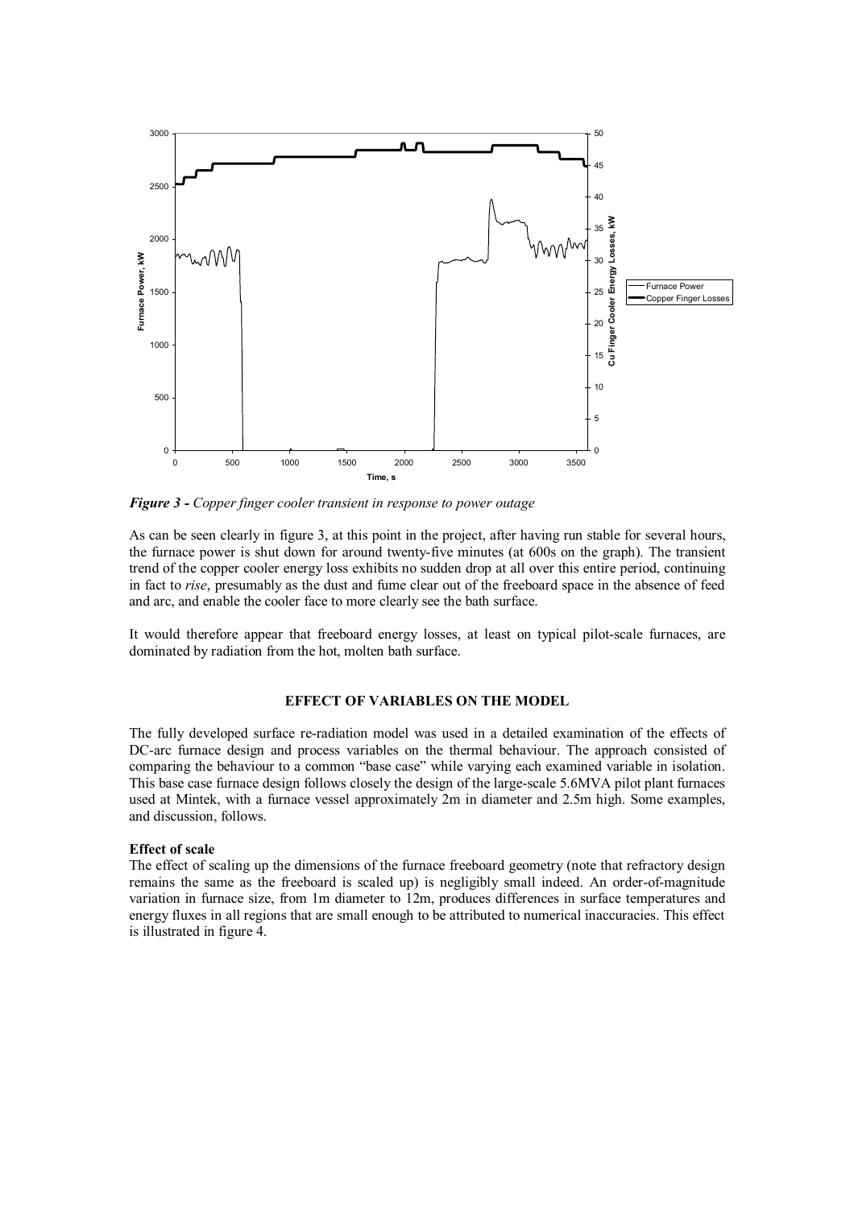*Figure 3 - Copper finger cooler transient in response to power outage*

As can be seen clearly in figure 3, at this point in the project, after having run stable for several hours, the furnace power is shut down for around twenty-five minutes (at 600s on the graph). The transient trend of the copper cooler energy loss exhibits no sudden drop at all over this entire period, continuing in fact to *rise*, presumably as the dust and fume clear out of the freeboard space in the absence of feed and arc, and enable the cooler face to more clearly see the bath surface.

It would therefore appear that freeboard energy losses, at least on typical pilot-scale furnaces, are dominated by radiation from the hot, molten bath surface.

## EFFECT OF VARIABLES ON THE MODEL

The fully developed surface re-radiation model was used in a detailed examination of the effects of DC-arc furnace design and process variables on the thermal behaviour. The approach consisted of comparing the behaviour to a common "base case" while varying each examined variable in isolation. This base case furnace design follows closely the design of the large-scale 5.6MVA pilot plant furnaces used at Mintek, with a furnace vessel approximately 2m in diameter and 2.5m high. Some examples, and discussion, follows.

### Effect of scale

The effect of scaling up the dimensions of the furnace freeboard geometry (note that refractory design remains the same as the freeboard is scaled up) is negligibly small indeed. An order-of-magnitude variation in furnace size, from 1m diameter to 12m, produces differences in surface temperatures and energy fluxes in all regions that are small enough to be attributed to numerical inaccuracies. This effect is illustrated in figure 4.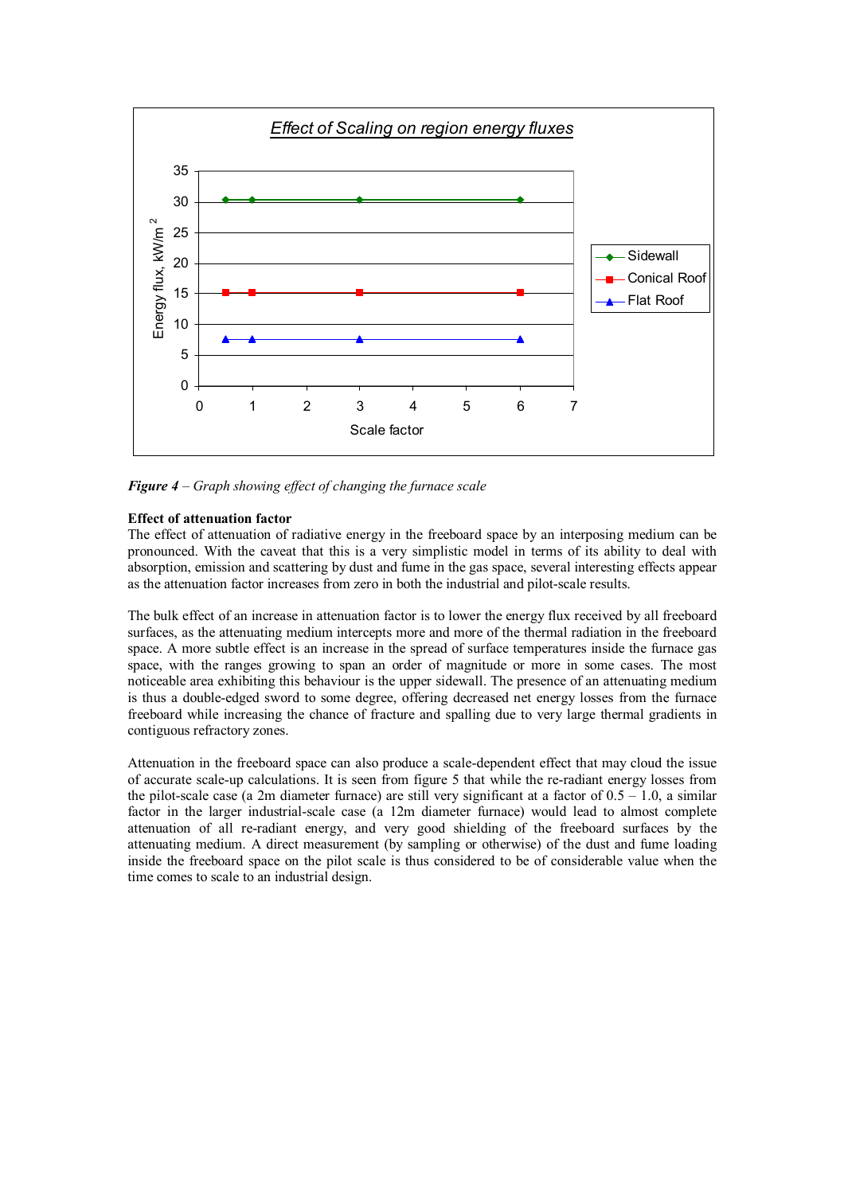*Figure 4* – *Graph showing effect of changing the furnace scale*

**Effect of attenuation factor**

The effect of attenuation of radiative energy in the freeboard space by an interposing medium can be pronounced. With the caveat that this is a very simplistic model in terms of its ability to deal with absorption, emission and scattering by dust and fume in the gas space, several interesting effects appear as the attenuation factor increases from zero in both the industrial and pilot-scale results.

The bulk effect of an increase in attenuation factor is to lower the energy flux received by all freeboard surfaces, as the attenuating medium intercepts more and more of the thermal radiation in the freeboard space. A more subtle effect is an increase in the spread of surface temperatures inside the furnace gas space, with the ranges growing to span an order of magnitude or more in some cases. The most noticeable area exhibiting this behaviour is the upper sidewall. The presence of an attenuating medium is thus a double-edged sword to some degree, offering decreased net energy losses from the furnace freeboard while increasing the chance of fracture and spalling due to very large thermal gradients in contiguous refractory zones.

Attenuation in the freeboard space can also produce a scale-dependent effect that may cloud the issue of accurate scale-up calculations. It is seen from figure 5 that while the re-radiant energy losses from the pilot-scale case (a 2m diameter furnace) are still very significant at a factor of 0.5 – 1.0, a similar factor in the larger industrial-scale case (a 12m diameter furnace) would lead to almost complete attenuation of all re-radiant energy, and very good shielding of the freeboard surfaces by the attenuating medium. A direct measurement (by sampling or otherwise) of the dust and fume loading inside the freeboard space on the pilot scale is thus considered to be of considerable value when the time comes to scale to an industrial design.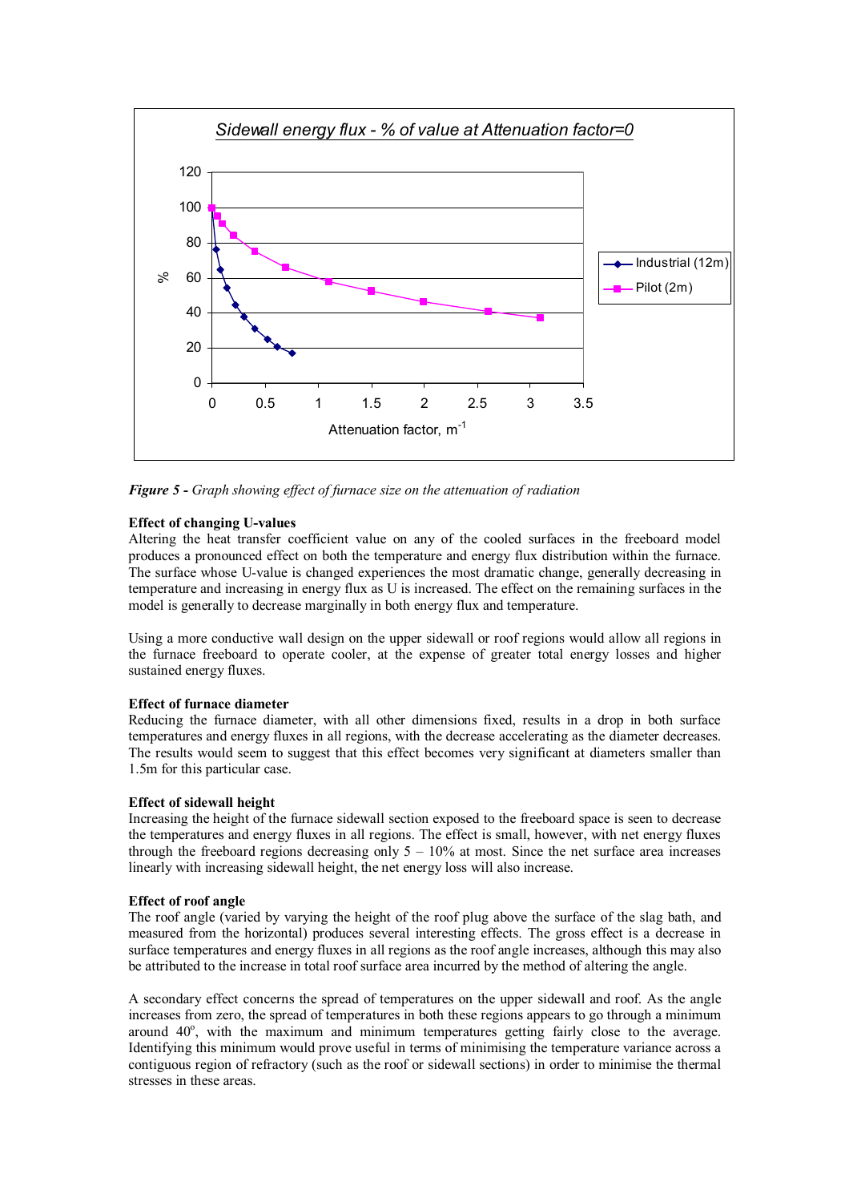*Figure 5 - Graph showing effect of furnace size on the attenuation of radiation*

**Effect of changing U-values**

Altering the heat transfer coefficient value on any of the cooled surfaces in the freeboard model produces a pronounced effect on both the temperature and energy flux distribution within the furnace. The surface whose U-value is changed experiences the most dramatic change, generally decreasing in temperature and increasing in energy flux as U is increased. The effect on the remaining surfaces in the model is generally to decrease marginally in both energy flux and temperature.

Using a more conductive wall design on the upper sidewall or roof regions would allow all regions in the furnace freeboard to operate cooler, at the expense of greater total energy losses and higher sustained energy fluxes.

**Effect of furnace diameter**

Reducing the furnace diameter, with all other dimensions fixed, results in a drop in both surface temperatures and energy fluxes in all regions, with the decrease accelerating as the diameter decreases. The results would seem to suggest that this effect becomes very significant at diameters smaller than 1.5m for this particular case.

**Effect of sidewall height**

Increasing the height of the furnace sidewall section exposed to the freeboard space is seen to decrease the temperatures and energy fluxes in all regions. The effect is small, however, with net energy fluxes through the freeboard regions decreasing only 5 – 10% at most. Since the net surface area increases linearly with increasing sidewall height, the net energy loss will also increase.

**Effect of roof angle**

The roof angle (varied by varying the height of the roof plug above the surface of the slag bath, and measured from the horizontal) produces several interesting effects. The gross effect is a decrease in surface temperatures and energy fluxes in all regions as the roof angle increases, although this may also be attributed to the increase in total roof surface area incurred by the method of altering the angle.

A secondary effect concerns the spread of temperatures on the upper sidewall and roof. As the angle increases from zero, the spread of temperatures in both these regions appears to go through a minimum around $40^{\circ}$, with the maximum and minimum temperatures getting fairly close to the average. Identifying this minimum would prove useful in terms of minimising the temperature variance across a contiguous region of refractory (such as the roof or sidewall sections) in order to minimise the thermal stresses in these areas.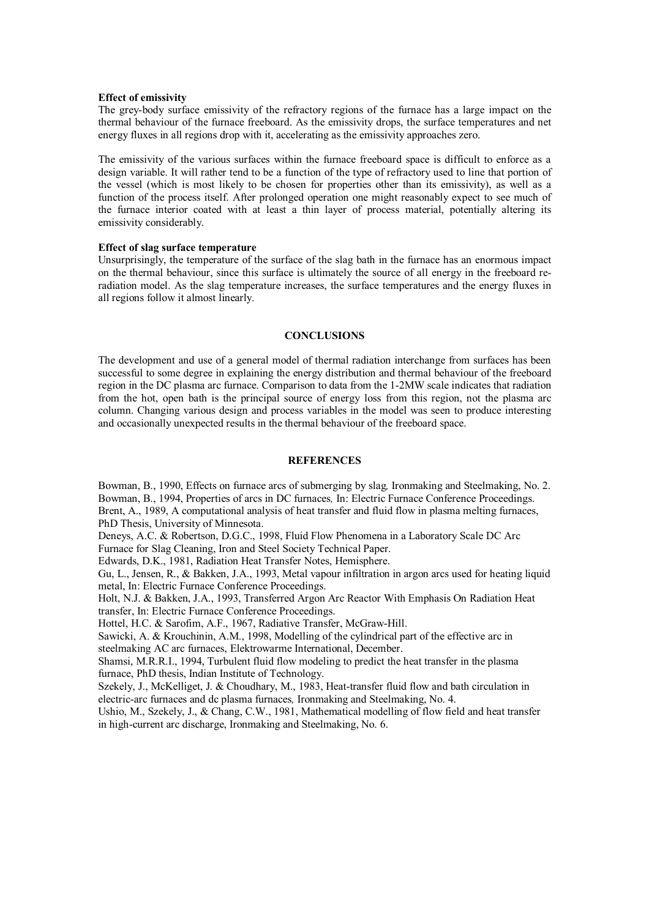**Effect of emissivity**

The grey-body surface emissivity of the refractory regions of the furnace has a large impact on the thermal behaviour of the furnace freeboard. As the emissivity drops, the surface temperatures and net energy fluxes in all regions drop with it, accelerating as the emissivity approaches zero.

The emissivity of the various surfaces within the furnace freeboard space is difficult to enforce as a design variable. It will rather tend to be a function of the type of refractory used to line that portion of the vessel (which is most likely to be chosen for properties other than its emissivity), as well as a function of the process itself. After prolonged operation one might reasonably expect to see much of the furnace interior coated with at least a thin layer of process material, potentially altering its emissivity considerably.

**Effect of slag surface temperature**

Unsurprisingly, the temperature of the surface of the slag bath in the furnace has an enormous impact on the thermal behaviour, since this surface is ultimately the source of all energy in the freeboard re-radiation model. As the slag temperature increases, the surface temperatures and the energy fluxes in all regions follow it almost linearly.

## CONCLUSIONS

The development and use of a general model of thermal radiation interchange from surfaces has been successful to some degree in explaining the energy distribution and thermal behaviour of the freeboard region in the DC plasma arc furnace. Comparison to data from the 1-2MW scale indicates that radiation from the hot, open bath is the principal source of energy loss from this region, not the plasma arc column. Changing various design and process variables in the model was seen to produce interesting and occasionally unexpected results in the thermal behaviour of the freeboard space.

## REFERENCES

Bowman, B., 1990, Effects on furnace arcs of submerging by slag, *Ironmaking and Steelmaking*, No. 2.

Bowman, B., 1994, Properties of arcs in DC furnaces, In: *Electric Furnace Conference Proceedings*.

Brent, A., 1989, A computational analysis of heat transfer and fluid flow in plasma melting furnaces, PhD Thesis, University of Minnesota.

Deneys, A.C. & Robertson, D.G.C., 1998, Fluid Flow Phenomena in a Laboratory Scale DC Arc Furnace for Slag Cleaning, Iron and Steel Society Technical Paper.

Edwards, D.K., 1981, Radiation Heat Transfer Notes, Hemisphere.

Gu, L., Jensen, R., & Bakken, J.A., 1993, Metal vapour infiltration in argon arcs used for heating liquid metal, In: Electric Furnace Conference Proceedings.

Holt, N.J. & Bakken, J.A., 1993, Transferred Argon Arc Reactor With Emphasis On Radiation Heat transfer, In: Electric Furnace Conference Proceedings.

Hottel, H.C. & Sarofim, A.F., 1967, Radiative Transfer, McGraw-Hill.

Sawicki, A. & Krouchinin, A.M., 1998, Modelling of the cylindrical part of the effective arc in steelmaking AC arc furnaces, Elektrowarme International, December.

Shamsi, M.R.R.I., 1994, Turbulent fluid flow modeling to predict the heat transfer in the plasma furnace, PhD thesis, Indian Institute of Technology.

Szekely, J., McKelliget, J. & Choudhary, M., 1983, Heat-transfer fluid flow and bath circulation in electric-arc furnaces and dc plasma furnaces, *Ironmaking and Steelmaking*, No. 4.

Ushio, M., Szekely, J., & Chang, C.W., 1981, Mathematical modelling of flow field and heat transfer in high-current arc discharge, Ironmaking and Steelmaking, No. 6.